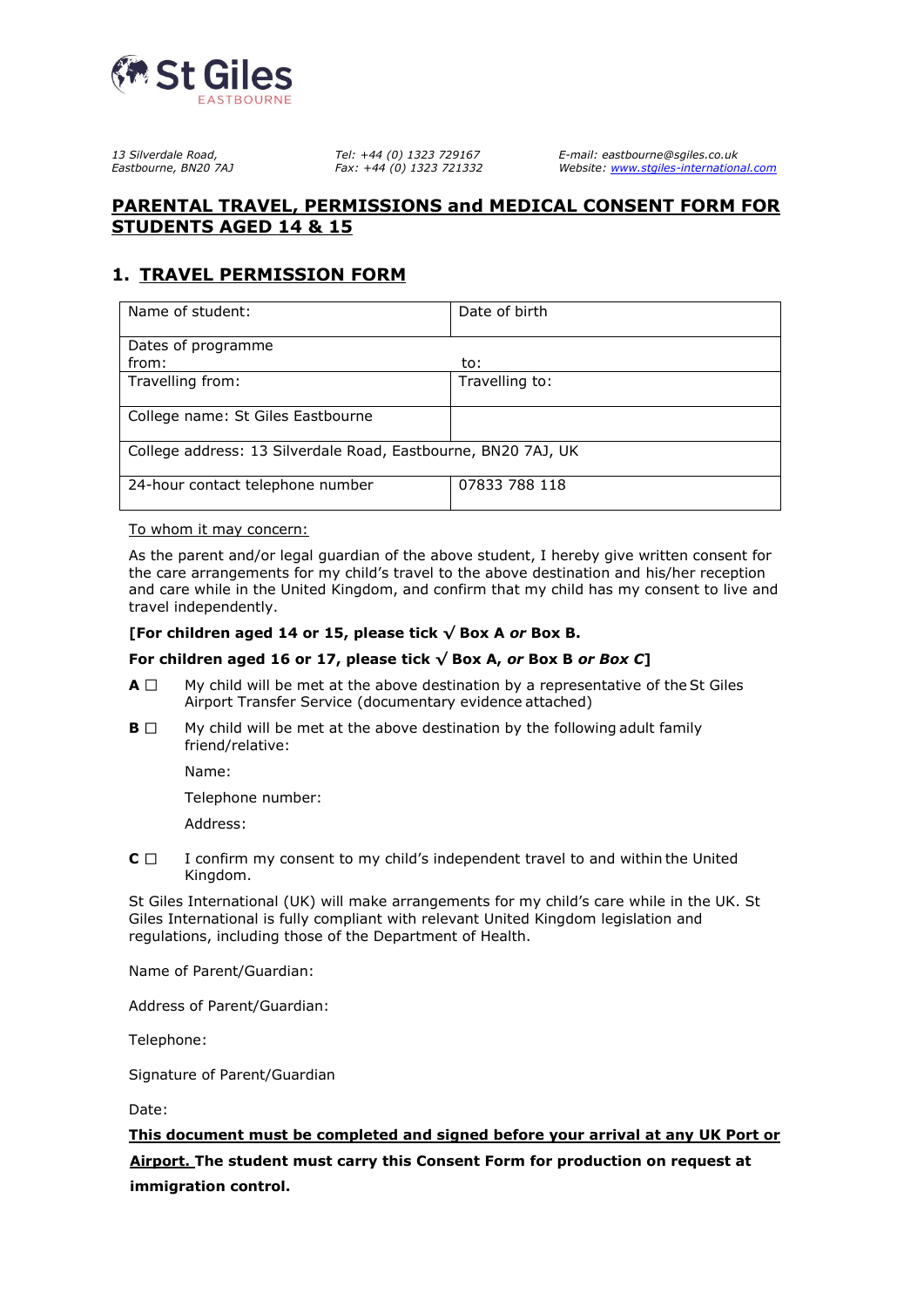St Giles
EASTBOURNE

*13 Silverdale Road,*
*Eastbourne, BN20 7AJ*

*Tel: +44 (0) 1323 729167*
*Fax: +44 (0) 1323 721332*

*E-mail: eastbourne@sgiles.co.uk*
*Website: www.stgiles-international.com*

## PARENTAL TRAVEL, PERMISSIONS and MEDICAL CONSENT FORM FOR STUDENTS AGED 14 & 15

## 1. TRAVEL PERMISSION FORM

| Name of student: | Date of birth |
|---|---|
| Dates of programme from: | to: |
| Travelling from: | Travelling to: |
| College name: St Giles Eastbourne | |
| College address: 13 Silverdale Road, Eastbourne, BN20 7AJ, UK | |
| 24-hour contact telephone number | 07833 788 118 |

To whom it may concern:

As the parent and/or legal guardian of the above student, I hereby give written consent for the care arrangements for my child's travel to the above destination and his/her reception and care while in the United Kingdom, and confirm that my child has my consent to live and travel independently.

**[For children aged 14 or 15, please tick √ Box A *or* Box B.**

**For children aged 16 or 17, please tick √ Box A, *or* Box B *or Box C*]**

**A** ☐ My child will be met at the above destination by a representative of the St Giles Airport Transfer Service (documentary evidence attached)

**B** ☐ My child will be met at the above destination by the following adult family friend/relative:

Name:

Telephone number:

Address:

**C** ☐ I confirm my consent to my child's independent travel to and within the United Kingdom.

St Giles International (UK) will make arrangements for my child's care while in the UK. St Giles International is fully compliant with relevant United Kingdom legislation and regulations, including those of the Department of Health.

Name of Parent/Guardian:

Address of Parent/Guardian:

Telephone:

Signature of Parent/Guardian

Date:

**This document must be completed and signed before your arrival at any UK Port or Airport. The student must carry this Consent Form for production on request at immigration control.**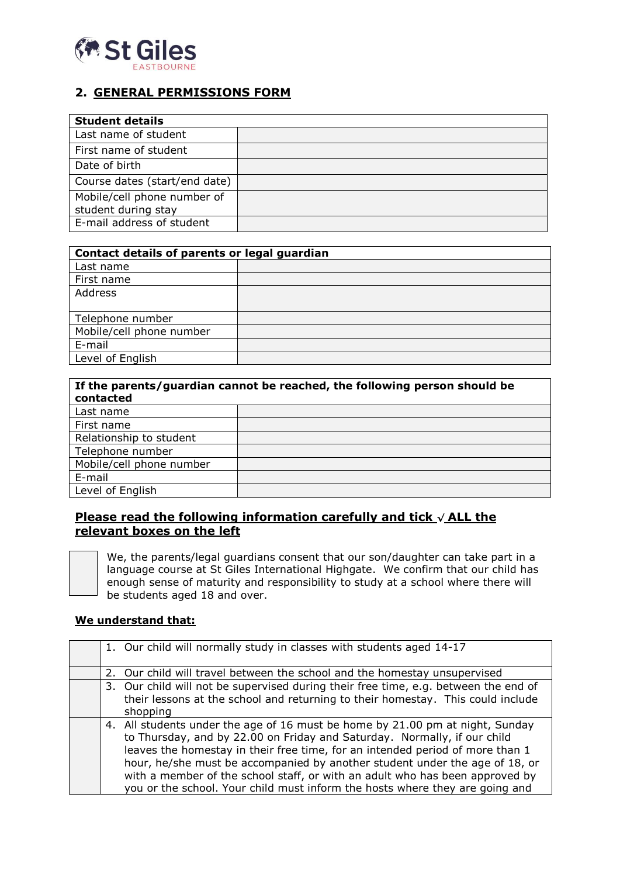St Giles
EASTBOURNE

## 2. GENERAL PERMISSIONS FORM

| **Student details** | |
|---|---|
| Last name of student | |
| First name of student | |
| Date of birth | |
| Course dates (start/end date) | |
| Mobile/cell phone number of student during stay | |
| E-mail address of student | |

| **Contact details of parents or legal guardian** | |
|---|---|
| Last name | |
| First name | |
| Address | |
| Telephone number | |
| Mobile/cell phone number | |
| E-mail | |
| Level of English | |

| **If the parents/guardian cannot be reached, the following person should be contacted** | |
|---|---|
| Last name | |
| First name | |
| Relationship to student | |
| Telephone number | |
| Mobile/cell phone number | |
| E-mail | |
| Level of English | |

**Please read the following information carefully and tick √ ALL the relevant boxes on the left**

☐ We, the parents/legal guardians consent that our son/daughter can take part in a language course at St Giles International Highgate. We confirm that our child has enough sense of maturity and responsibility to study at a school where there will be students aged 18 and over.

**We understand that:**

| | |
|---|---|
| | 1. Our child will normally study in classes with students aged 14-17 |
| | 2. Our child will travel between the school and the homestay unsupervised |
| | 3. Our child will not be supervised during their free time, e.g. between the end of their lessons at the school and returning to their homestay. This could include shopping |
| | 4. All students under the age of 16 must be home by 21.00 pm at night, Sunday to Thursday, and by 22.00 on Friday and Saturday. Normally, if our child leaves the homestay in their free time, for an intended period of more than 1 hour, he/she must be accompanied by another student under the age of 18, or with a member of the school staff, or with an adult who has been approved by you or the school. Your child must inform the hosts where they are going and |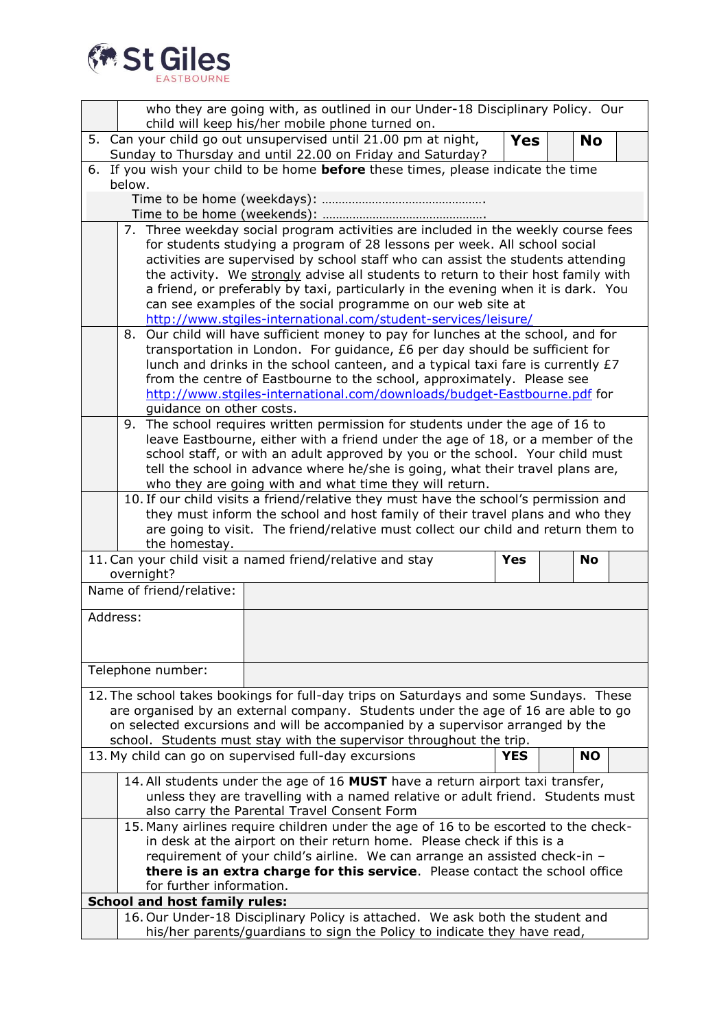who they are going with, as outlined in our Under-18 Disciplinary Policy. Our child will keep his/her mobile phone turned on.

| 5. Can your child go out unsupervised until 21.00 pm at night, Sunday to Thursday and until 22.00 on Friday and Saturday? | **Yes** | | **No** | |
|---|---|---|---|---|

6. If you wish your child to be home **before** these times, please indicate the time below.

Time to be home (weekdays): ……………………………………….

Time to be home (weekends): ……………………………………….

7. Three weekday social program activities are included in the weekly course fees for students studying a program of 28 lessons per week. All school social activities are supervised by school staff who can assist the students attending the activity. We strongly advise all students to return to their host family with a friend, or preferably by taxi, particularly in the evening when it is dark. You can see examples of the social programme on our web site at http://www.stgiles-international.com/student-services/leisure/

8. Our child will have sufficient money to pay for lunches at the school, and for transportation in London. For guidance, £6 per day should be sufficient for lunch and drinks in the school canteen, and a typical taxi fare is currently £7 from the centre of Eastbourne to the school, approximately. Please see http://www.stgiles-international.com/downloads/budget-Eastbourne.pdf for guidance on other costs.

9. The school requires written permission for students under the age of 16 to leave Eastbourne, either with a friend under the age of 18, or a member of the school staff, or with an adult approved by you or the school. Your child must tell the school in advance where he/she is going, what their travel plans are, who they are going with and what time they will return.

10. If our child visits a friend/relative they must have the school's permission and they must inform the school and host family of their travel plans and who they are going to visit. The friend/relative must collect our child and return them to the homestay.

| 11. Can your child visit a named friend/relative and stay overnight? | **Yes** | | **No** | |
|---|---|---|---|---|

| Name of friend/relative: | |
|---|---|
| Address: | |
| Telephone number: | |

12. The school takes bookings for full-day trips on Saturdays and some Sundays. These are organised by an external company. Students under the age of 16 are able to go on selected excursions and will be accompanied by a supervisor arranged by the school. Students must stay with the supervisor throughout the trip.

| 13. My child can go on supervised full-day excursions | **YES** | | **NO** | |
|---|---|---|---|---|

14. All students under the age of 16 **MUST** have a return airport taxi transfer, unless they are travelling with a named relative or adult friend. Students must also carry the Parental Travel Consent Form

15. Many airlines require children under the age of 16 to be escorted to the check-in desk at the airport on their return home. Please check if this is a requirement of your child's airline. We can arrange an assisted check-in – **there is an extra charge for this service**. Please contact the school office for further information.

**School and host family rules:**

16. Our Under-18 Disciplinary Policy is attached. We ask both the student and his/her parents/guardians to sign the Policy to indicate they have read,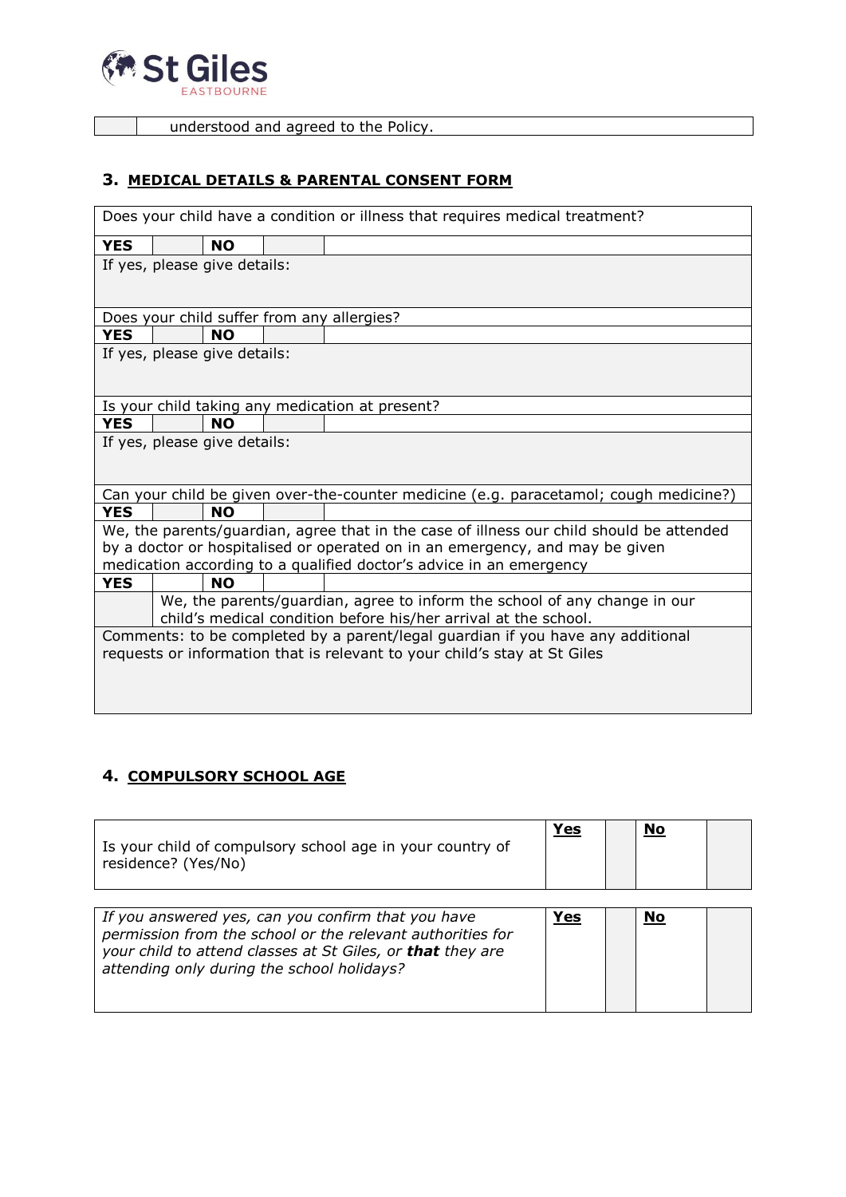| | understood and agreed to the Policy. |
|---|---|

### 3. MEDICAL DETAILS & PARENTAL CONSENT FORM

| | | | | |
|---|---|---|---|---|
| Does your child have a condition or illness that requires medical treatment? | | | | |
| **YES** | | **NO** | | |
| If yes, please give details: | | | | |
| Does your child suffer from any allergies? | | | | |
| **YES** | | **NO** | | |
| If yes, please give details: | | | | |
| Is your child taking any medication at present? | | | | |
| **YES** | | **NO** | | |
| If yes, please give details: | | | | |
| Can your child be given over-the-counter medicine (e.g. paracetamol; cough medicine?) | | | | |
| **YES** | | **NO** | | |
| We, the parents/guardian, agree that in the case of illness our child should be attended by a doctor or hospitalised or operated on in an emergency, and may be given medication according to a qualified doctor's advice in an emergency | | | | |
| **YES** | | **NO** | | |
| | We, the parents/guardian, agree to inform the school of any change in our child's medical condition before his/her arrival at the school. | | | |
| Comments: to be completed by a parent/legal guardian if you have any additional requests or information that is relevant to your child's stay at St Giles | | | | |

### 4. COMPULSORY SCHOOL AGE

| | | | | |
|---|---|---|---|---|
| Is your child of compulsory school age in your country of residence? (Yes/No) | **Yes** | | **No** | |

| | | | | |
|---|---|---|---|---|
| *If you answered yes, can you confirm that you have permission from the school or the relevant authorities for your child to attend classes at St Giles, or **that** they are attending only during the school holidays?* | **Yes** | | **No** | |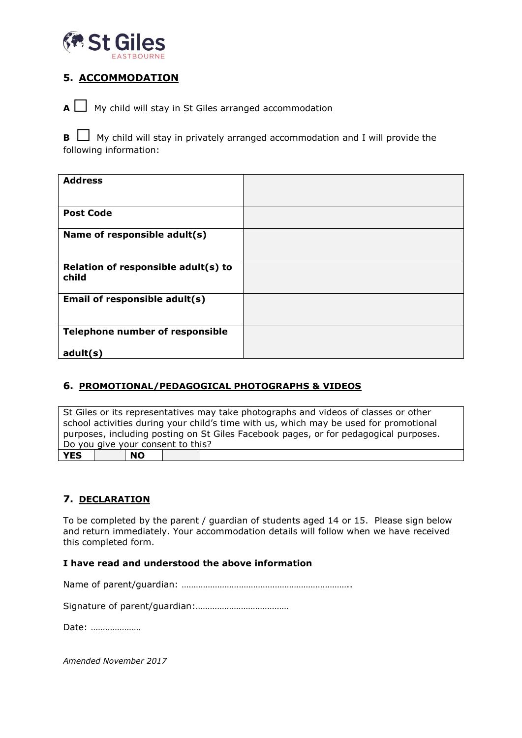St Giles
EASTBOURNE

## 5. ACCOMMODATION

**A** ☐ My child will stay in St Giles arranged accommodation

**B** ☐ My child will stay in privately arranged accommodation and I will provide the following information:

| | |
|---|---|
| **Address** | |
| **Post Code** | |
| **Name of responsible adult(s)** | |
| **Relation of responsible adult(s) to child** | |
| **Email of responsible adult(s)** | |
| **Telephone number of responsible adult(s)** | |

## 6. PROMOTIONAL/PEDAGOGICAL PHOTOGRAPHS & VIDEOS

| | | | | |
|---|---|---|---|---|
| St Giles or its representatives may take photographs and videos of classes or other school activities during your child's time with us, which may be used for promotional purposes, including posting on St Giles Facebook pages, or for pedagogical purposes. Do you give your consent to this? | | | | |
| **YES** | | **NO** | | |

## 7. DECLARATION

To be completed by the parent / guardian of students aged 14 or 15. Please sign below and return immediately. Your accommodation details will follow when we have received this completed form.

**I have read and understood the above information**

Name of parent/guardian: …………………………………………………………..

Signature of parent/guardian:…………………………………

Date: …………………

*Amended November 2017*